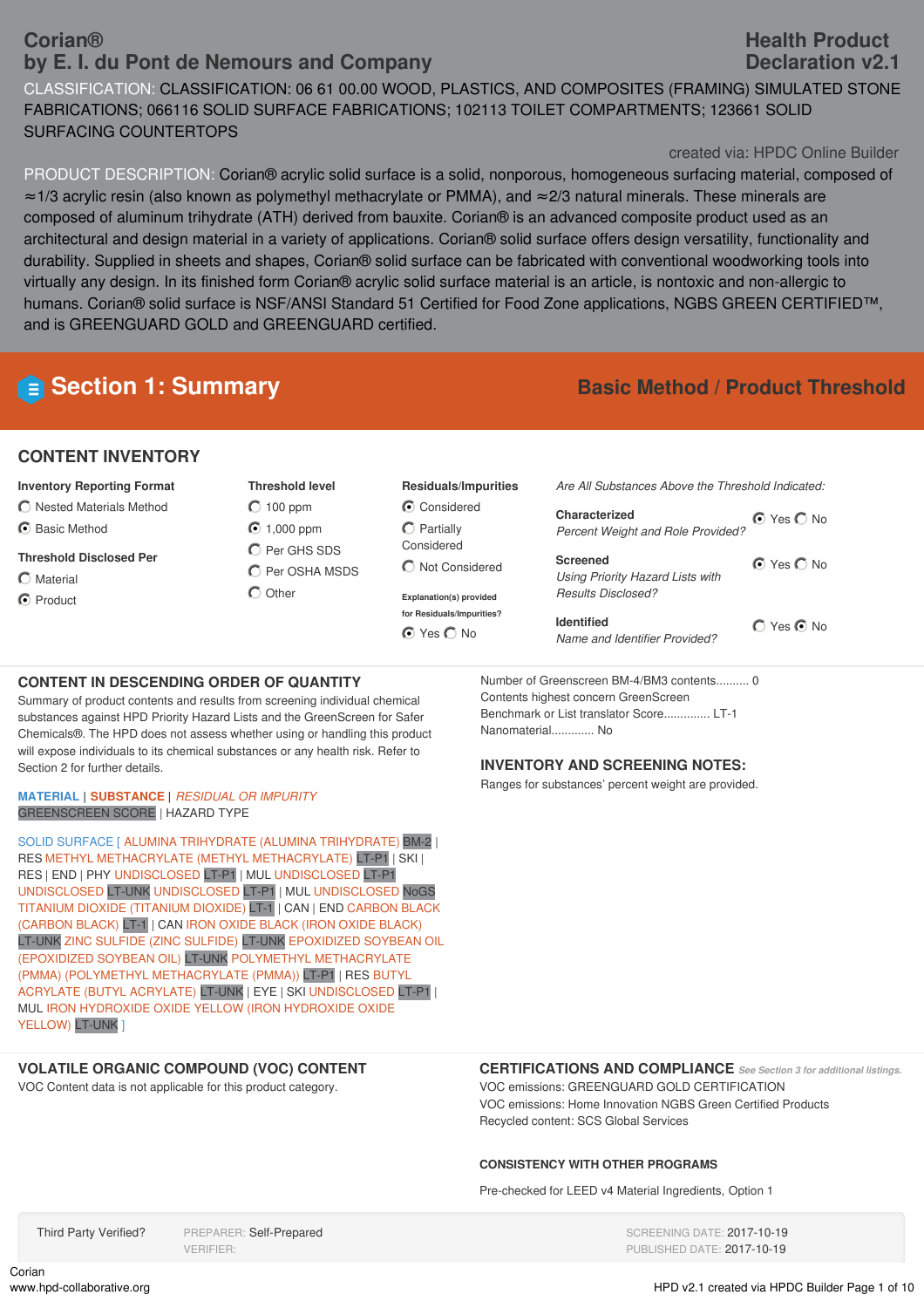# Corian®
## by E. I. du Pont de Nemours and Company

**Health Product Declaration v2.1**

CLASSIFICATION: CLASSIFICATION: 06 61 00.00 WOOD, PLASTICS, AND COMPOSITES (FRAMING) SIMULATED STONE FABRICATIONS; 066116 SOLID SURFACE FABRICATIONS; 102113 TOILET COMPARTMENTS; 123661 SOLID SURFACING COUNTERTOPS

created via: HPDC Online Builder

PRODUCT DESCRIPTION: Corian® acrylic solid surface is a solid, nonporous, homogeneous surfacing material, composed of ≈1/3 acrylic resin (also known as polymethyl methacrylate or PMMA), and ≈2/3 natural minerals. These minerals are composed of aluminum trihydrate (ATH) derived from bauxite. Corian® is an advanced composite product used as an architectural and design material in a variety of applications. Corian® solid surface offers design versatility, functionality and durability. Supplied in sheets and shapes, Corian® solid surface can be fabricated with conventional woodworking tools into virtually any design. In its finished form Corian® acrylic solid surface material is an article, is nontoxic and non-allergic to humans. Corian® solid surface is NSF/ANSI Standard 51 Certified for Food Zone applications, NGBS GREEN CERTIFIED™, and is GREENGUARD GOLD and GREENGUARD certified.

## Section 1: Summary

**Basic Method / Product Threshold**

### CONTENT INVENTORY

**Inventory Reporting Format**
- ○ Nested Materials Method
- ◉ Basic Method

**Threshold Disclosed Per**
- ○ Material
- ◉ Product

**Threshold level**
- ○ 100 ppm
- ◉ 1,000 ppm
- ○ Per GHS SDS
- ○ Per OSHA MSDS
- ○ Other

**Residuals/Impurities**
- ◉ Considered
- ○ Partially Considered
- ○ Not Considered

**Explanation(s) provided for Residuals/Impurities?**
◉ Yes ○ No

*Are All Substances Above the Threshold Indicated:*

**Characterized** — *Percent Weight and Role Provided?* ◉ Yes ○ No

**Screened** — *Using Priority Hazard Lists with Results Disclosed?* ◉ Yes ○ No

**Identified** — *Name and Identifier Provided?* ○ Yes ◉ No

### CONTENT IN DESCENDING ORDER OF QUANTITY

Summary of product contents and results from screening individual chemical substances against HPD Priority Hazard Lists and the GreenScreen for Safer Chemicals®. The HPD does not assess whether using or handling this product will expose individuals to its chemical substances or any health risk. Refer to Section 2 for further details.

**MATERIAL** | **SUBSTANCE** | *RESIDUAL OR IMPURITY*
GREENSCREEN SCORE | HAZARD TYPE

SOLID SURFACE [ ALUMINA TRIHYDRATE (ALUMINA TRIHYDRATE) BM-2 | RES METHYL METHACRYLATE (METHYL METHACRYLATE) LT-P1 | SKI | RES | END | PHY UNDISCLOSED LT-P1 | MUL UNDISCLOSED LT-P1 UNDISCLOSED LT-UNK UNDISCLOSED LT-P1 | MUL UNDISCLOSED NoGS TITANIUM DIOXIDE (TITANIUM DIOXIDE) LT-1 | CAN | END CARBON BLACK (CARBON BLACK) LT-1 | CAN IRON OXIDE BLACK (IRON OXIDE BLACK) LT-UNK ZINC SULFIDE (ZINC SULFIDE) LT-UNK EPOXIDIZED SOYBEAN OIL (EPOXIDIZED SOYBEAN OIL) LT-UNK POLYMETHYL METHACRYLATE (PMMA) (POLYMETHYL METHACRYLATE (PMMA)) LT-P1 | RES BUTYL ACRYLATE (BUTYL ACRYLATE) LT-UNK | EYE | SKI UNDISCLOSED LT-P1 | MUL IRON HYDROXIDE OXIDE YELLOW (IRON HYDROXIDE OXIDE YELLOW) LT-UNK ]

Number of Greenscreen BM-4/BM3 contents.......... 0

Contents highest concern GreenScreen Benchmark or List translator Score.............. LT-1

Nanomaterial............ No

### INVENTORY AND SCREENING NOTES:

Ranges for substances' percent weight are provided.

### VOLATILE ORGANIC COMPOUND (VOC) CONTENT

VOC Content data is not applicable for this product category.

### CERTIFICATIONS AND COMPLIANCE

*See Section 3 for additional listings.*

VOC emissions: GREENGUARD GOLD CERTIFICATION
VOC emissions: Home Innovation NGBS Green Certified Products
Recycled content: SCS Global Services

### CONSISTENCY WITH OTHER PROGRAMS

Pre-checked for LEED v4 Material Ingredients, Option 1

Third Party Verified?

PREPARER: Self-Prepared
VERIFIER:

SCREENING DATE: 2017-10-19
PUBLISHED DATE: 2017-10-19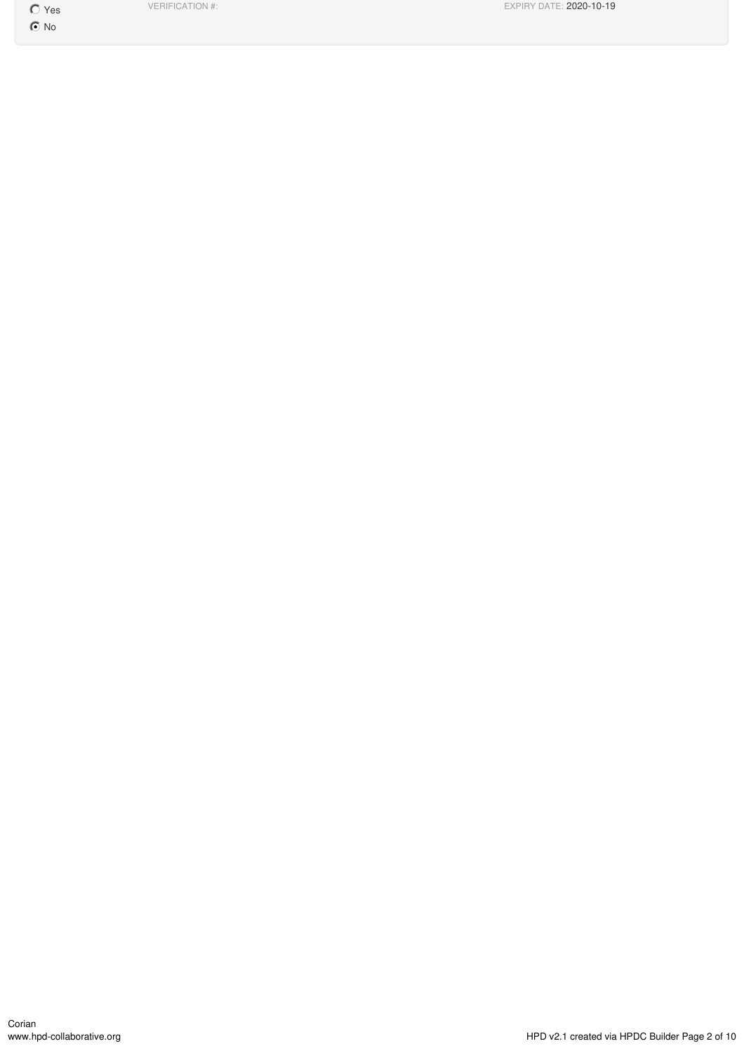- [ ] Yes
- [x] No

VERIFICATION #:

EXPIRY DATE: 2020-10-19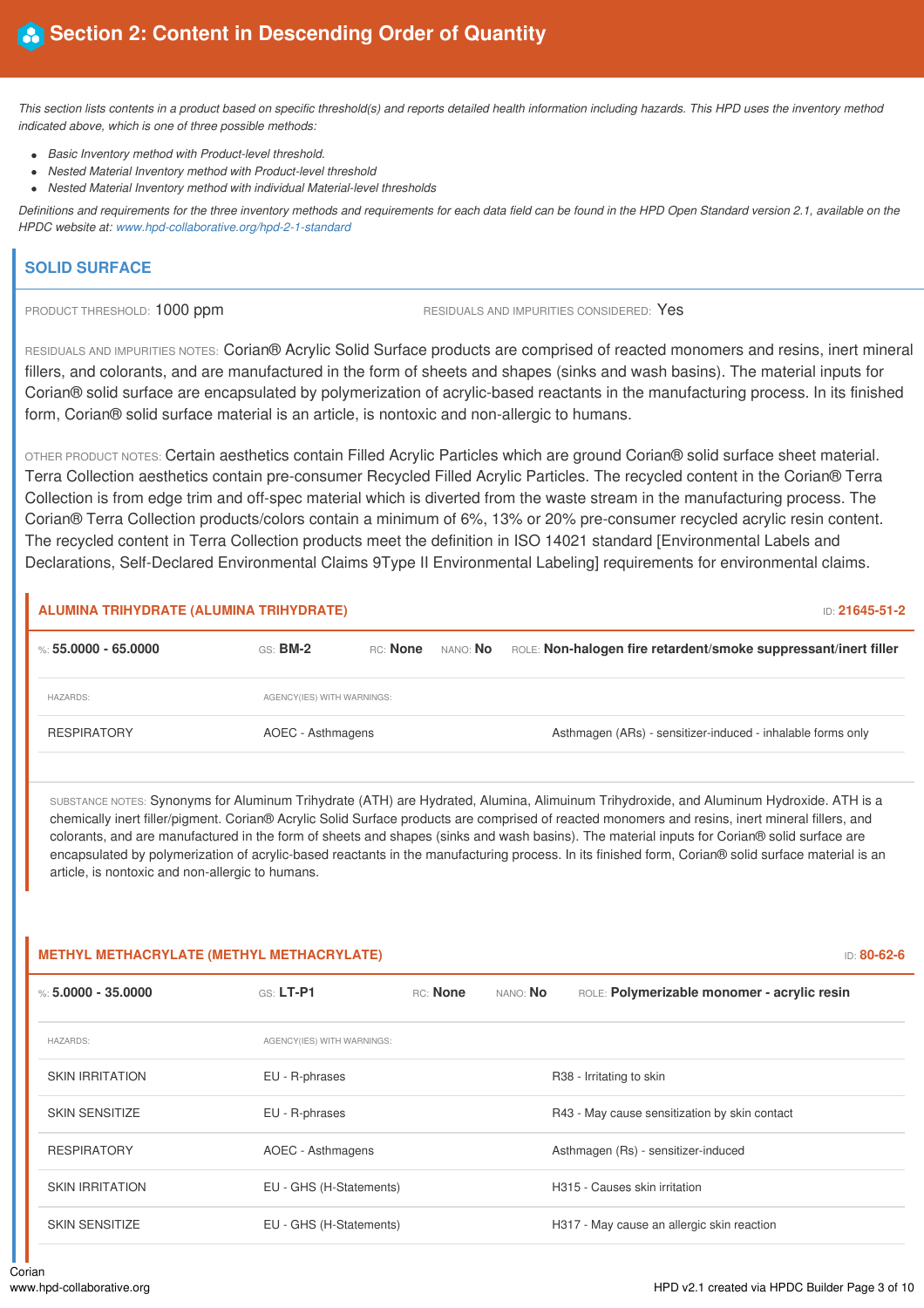## Section 2: Content in Descending Order of Quantity

*This section lists contents in a product based on specific threshold(s) and reports detailed health information including hazards. This HPD uses the inventory method indicated above, which is one of three possible methods:*

- *Basic Inventory method with Product-level threshold.*
- *Nested Material Inventory method with Product-level threshold*
- *Nested Material Inventory method with individual Material-level thresholds*

*Definitions and requirements for the three inventory methods and requirements for each data field can be found in the HPD Open Standard version 2.1, available on the HPDC website at: www.hpd-collaborative.org/hpd-2-1-standard*

### SOLID SURFACE

PRODUCT THRESHOLD: 1000 ppm

RESIDUALS AND IMPURITIES CONSIDERED: Yes

RESIDUALS AND IMPURITIES NOTES: Corian® Acrylic Solid Surface products are comprised of reacted monomers and resins, inert mineral fillers, and colorants, and are manufactured in the form of sheets and shapes (sinks and wash basins). The material inputs for Corian® solid surface are encapsulated by polymerization of acrylic-based reactants in the manufacturing process. In its finished form, Corian® solid surface material is an article, is nontoxic and non-allergic to humans.

OTHER PRODUCT NOTES: Certain aesthetics contain Filled Acrylic Particles which are ground Corian® solid surface sheet material. Terra Collection aesthetics contain pre-consumer Recycled Filled Acrylic Particles. The recycled content in the Corian® Terra Collection is from edge trim and off-spec material which is diverted from the waste stream in the manufacturing process. The Corian® Terra Collection products/colors contain a minimum of 6%, 13% or 20% pre-consumer recycled acrylic resin content. The recycled content in Terra Collection products meet the definition in ISO 14021 standard [Environmental Labels and Declarations, Self-Declared Environmental Claims 9Type II Environmental Labeling] requirements for environmental claims.

#### ALUMINA TRIHYDRATE (ALUMINA TRIHYDRATE)

ID: 21645-51-2

%: **55.0000 - 65.0000** GS: **BM-2** RC: **None** NANO: **No** ROLE: **Non-halogen fire retardent/smoke suppressant/inert filler**

| HAZARDS: | AGENCY(IES) WITH WARNINGS: | |
|---|---|---|
| RESPIRATORY | AOEC - Asthmagens | Asthmagen (ARs) - sensitizer-induced - inhalable forms only |

SUBSTANCE NOTES: Synonyms for Aluminum Trihydrate (ATH) are Hydrated, Alumina, Alimuinum Trihydroxide, and Aluminum Hydroxide. ATH is a chemically inert filler/pigment. Corian® Acrylic Solid Surface products are comprised of reacted monomers and resins, inert mineral fillers, and colorants, and are manufactured in the form of sheets and shapes (sinks and wash basins). The material inputs for Corian® solid surface are encapsulated by polymerization of acrylic-based reactants in the manufacturing process. In its finished form, Corian® solid surface material is an article, is nontoxic and non-allergic to humans.

#### METHYL METHACRYLATE (METHYL METHACRYLATE)

ID: 80-62-6

%: **5.0000 - 35.0000** GS: **LT-P1** RC: **None** NANO: **No** ROLE: **Polymerizable monomer - acrylic resin**

| HAZARDS: | AGENCY(IES) WITH WARNINGS: | |
|---|---|---|
| SKIN IRRITATION | EU - R-phrases | R38 - Irritating to skin |
| SKIN SENSITIZE | EU - R-phrases | R43 - May cause sensitization by skin contact |
| RESPIRATORY | AOEC - Asthmagens | Asthmagen (Rs) - sensitizer-induced |
| SKIN IRRITATION | EU - GHS (H-Statements) | H315 - Causes skin irritation |
| SKIN SENSITIZE | EU - GHS (H-Statements) | H317 - May cause an allergic skin reaction |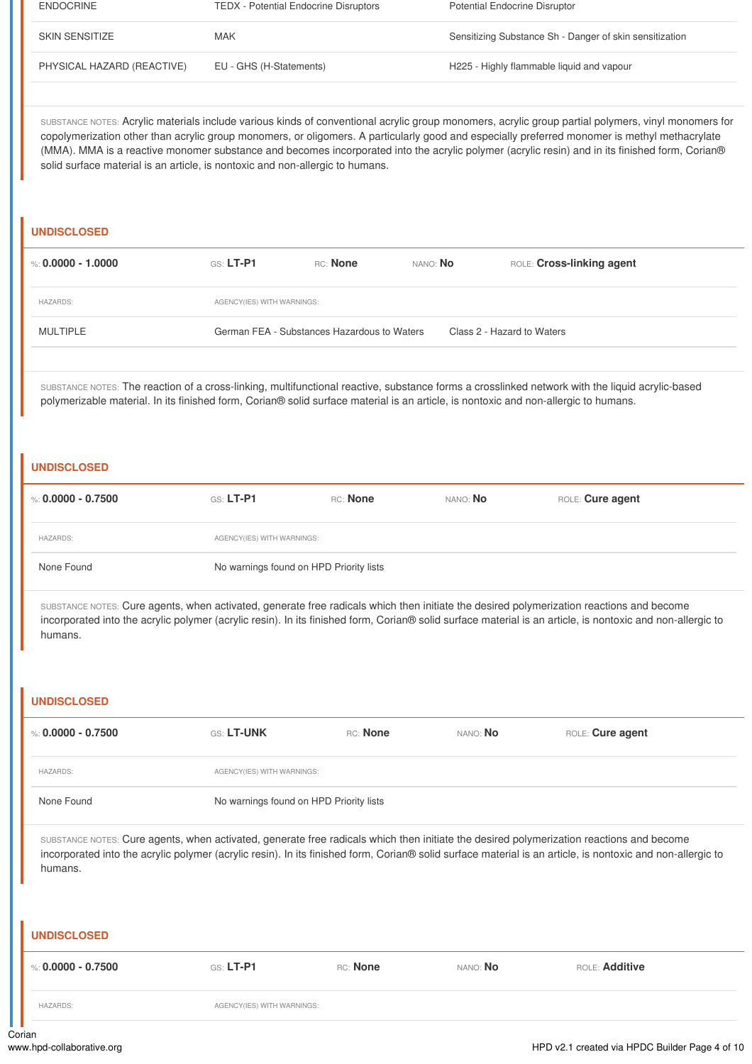| | | |
|---|---|---|
| ENDOCRINE | TEDX - Potential Endocrine Disruptors | Potential Endocrine Disruptor |
| SKIN SENSITIZE | MAK | Sensitizing Substance Sh - Danger of skin sensitization |
| PHYSICAL HAZARD (REACTIVE) | EU - GHS (H-Statements) | H225 - Highly flammable liquid and vapour |

SUBSTANCE NOTES: Acrylic materials include various kinds of conventional acrylic group monomers, acrylic group partial polymers, vinyl monomers for copolymerization other than acrylic group monomers, or oligomers. A particularly good and especially preferred monomer is methyl methacrylate (MMA). MMA is a reactive monomer substance and becomes incorporated into the acrylic polymer (acrylic resin) and in its finished form, Corian® solid surface material is an article, is nontoxic and non-allergic to humans.

## UNDISCLOSED

%: **0.0000 - 1.0000** GS: **LT-P1** RC: **None** NANO: **No** ROLE: **Cross-linking agent**

| HAZARDS: | AGENCY(IES) WITH WARNINGS: | |
|---|---|---|
| MULTIPLE | German FEA - Substances Hazardous to Waters | Class 2 - Hazard to Waters |

SUBSTANCE NOTES: The reaction of a cross-linking, multifunctional reactive, substance forms a crosslinked network with the liquid acrylic-based polymerizable material. In its finished form, Corian® solid surface material is an article, is nontoxic and non-allergic to humans.

## UNDISCLOSED

%: **0.0000 - 0.7500** GS: **LT-P1** RC: **None** NANO: **No** ROLE: **Cure agent**

| HAZARDS: | AGENCY(IES) WITH WARNINGS: |
|---|---|
| None Found | No warnings found on HPD Priority lists |

SUBSTANCE NOTES: Cure agents, when activated, generate free radicals which then initiate the desired polymerization reactions and become incorporated into the acrylic polymer (acrylic resin). In its finished form, Corian® solid surface material is an article, is nontoxic and non-allergic to humans.

## UNDISCLOSED

%: **0.0000 - 0.7500** GS: **LT-UNK** RC: **None** NANO: **No** ROLE: **Cure agent**

| HAZARDS: | AGENCY(IES) WITH WARNINGS: |
|---|---|
| None Found | No warnings found on HPD Priority lists |

SUBSTANCE NOTES: Cure agents, when activated, generate free radicals which then initiate the desired polymerization reactions and become incorporated into the acrylic polymer (acrylic resin). In its finished form, Corian® solid surface material is an article, is nontoxic and non-allergic to humans.

## UNDISCLOSED

%: **0.0000 - 0.7500** GS: **LT-P1** RC: **None** NANO: **No** ROLE: **Additive**

| HAZARDS: | AGENCY(IES) WITH WARNINGS: |
|---|---|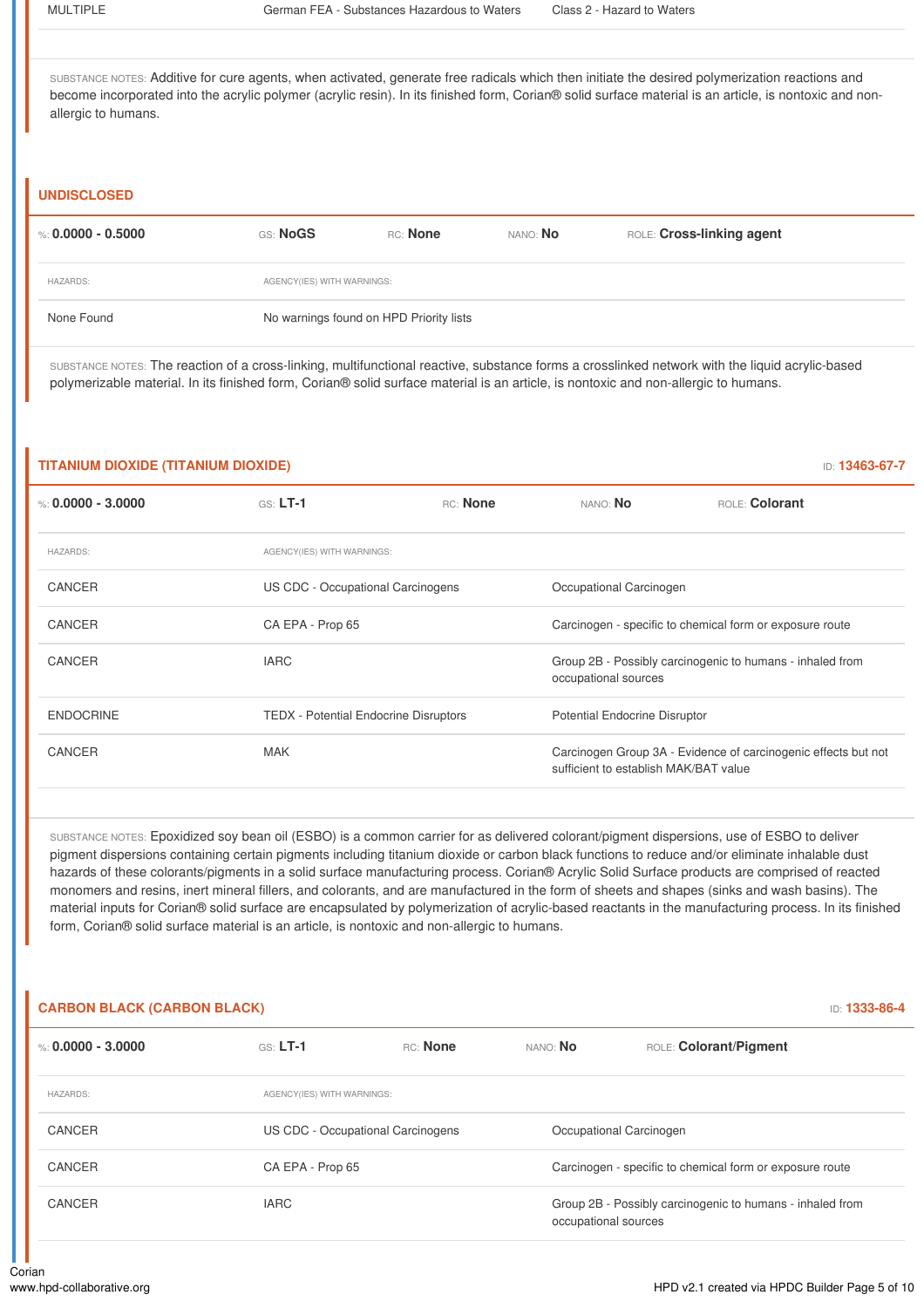| MULTIPLE | German FEA - Substances Hazardous to Waters | Class 2 - Hazard to Waters |
|---|---|---|

SUBSTANCE NOTES: Additive for cure agents, when activated, generate free radicals which then initiate the desired polymerization reactions and become incorporated into the acrylic polymer (acrylic resin). In its finished form, Corian® solid surface material is an article, is nontoxic and non-allergic to humans.

## UNDISCLOSED

%: **0.0000 - 0.5000** GS: **NoGS** RC: **None** NANO: **No** ROLE: **Cross-linking agent**

| HAZARDS: | AGENCY(IES) WITH WARNINGS: |
|---|---|
| None Found | No warnings found on HPD Priority lists |

SUBSTANCE NOTES: The reaction of a cross-linking, multifunctional reactive, substance forms a crosslinked network with the liquid acrylic-based polymerizable material. In its finished form, Corian® solid surface material is an article, is nontoxic and non-allergic to humans.

## TITANIUM DIOXIDE (TITANIUM DIOXIDE)

ID: **13463-67-7**

%: **0.0000 - 3.0000** GS: **LT-1** RC: **None** NANO: **No** ROLE: **Colorant**

| HAZARDS: | AGENCY(IES) WITH WARNINGS: | |
|---|---|---|
| CANCER | US CDC - Occupational Carcinogens | Occupational Carcinogen |
| CANCER | CA EPA - Prop 65 | Carcinogen - specific to chemical form or exposure route |
| CANCER | IARC | Group 2B - Possibly carcinogenic to humans - inhaled from occupational sources |
| ENDOCRINE | TEDX - Potential Endocrine Disruptors | Potential Endocrine Disruptor |
| CANCER | MAK | Carcinogen Group 3A - Evidence of carcinogenic effects but not sufficient to establish MAK/BAT value |

SUBSTANCE NOTES: Epoxidized soy bean oil (ESBO) is a common carrier for as delivered colorant/pigment dispersions, use of ESBO to deliver pigment dispersions containing certain pigments including titanium dioxide or carbon black functions to reduce and/or eliminate inhalable dust hazards of these colorants/pigments in a solid surface manufacturing process. Corian® Acrylic Solid Surface products are comprised of reacted monomers and resins, inert mineral fillers, and colorants, and are manufactured in the form of sheets and shapes (sinks and wash basins). The material inputs for Corian® solid surface are encapsulated by polymerization of acrylic-based reactants in the manufacturing process. In its finished form, Corian® solid surface material is an article, is nontoxic and non-allergic to humans.

## CARBON BLACK (CARBON BLACK)

ID: **1333-86-4**

%: **0.0000 - 3.0000** GS: **LT-1** RC: **None** NANO: **No** ROLE: **Colorant/Pigment**

| HAZARDS: | AGENCY(IES) WITH WARNINGS: | |
|---|---|---|
| CANCER | US CDC - Occupational Carcinogens | Occupational Carcinogen |
| CANCER | CA EPA - Prop 65 | Carcinogen - specific to chemical form or exposure route |
| CANCER | IARC | Group 2B - Possibly carcinogenic to humans - inhaled from occupational sources |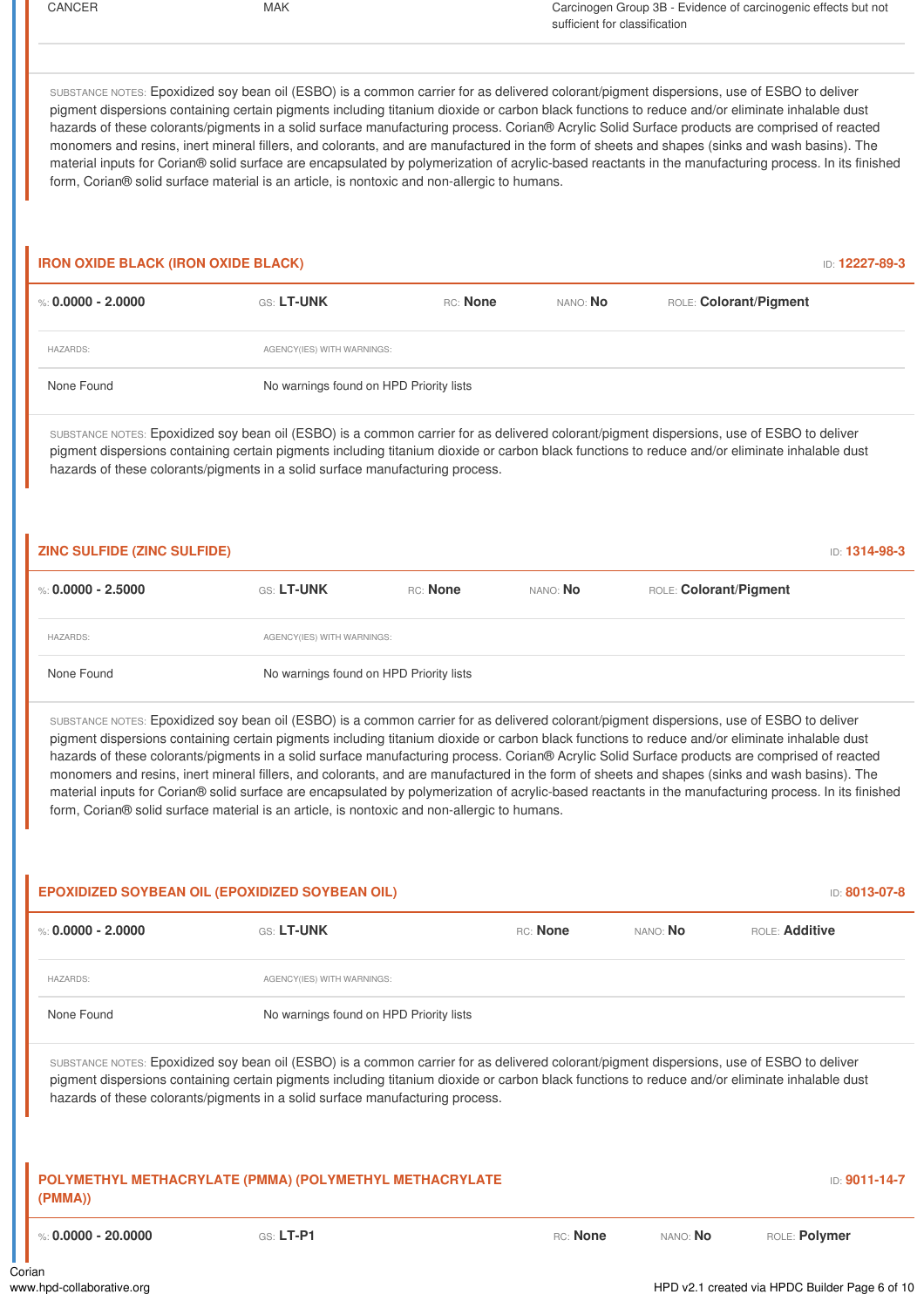| CANCER | MAK | Carcinogen Group 3B - Evidence of carcinogenic effects but not sufficient for classification |
| --- | --- | --- |

SUBSTANCE NOTES: Epoxidized soy bean oil (ESBO) is a common carrier for as delivered colorant/pigment dispersions, use of ESBO to deliver pigment dispersions containing certain pigments including titanium dioxide or carbon black functions to reduce and/or eliminate inhalable dust hazards of these colorants/pigments in a solid surface manufacturing process. Corian® Acrylic Solid Surface products are comprised of reacted monomers and resins, inert mineral fillers, and colorants, and are manufactured in the form of sheets and shapes (sinks and wash basins). The material inputs for Corian® solid surface are encapsulated by polymerization of acrylic-based reactants in the manufacturing process. In its finished form, Corian® solid surface material is an article, is nontoxic and non-allergic to humans.

## IRON OXIDE BLACK (IRON OXIDE BLACK)

ID: **12227-89-3**

%: **0.0000 - 2.0000** | GS: **LT-UNK** | RC: **None** | NANO: **No** | ROLE: **Colorant/Pigment**

| HAZARDS: | AGENCY(IES) WITH WARNINGS: |
| --- | --- |
| None Found | No warnings found on HPD Priority lists |

SUBSTANCE NOTES: Epoxidized soy bean oil (ESBO) is a common carrier for as delivered colorant/pigment dispersions, use of ESBO to deliver pigment dispersions containing certain pigments including titanium dioxide or carbon black functions to reduce and/or eliminate inhalable dust hazards of these colorants/pigments in a solid surface manufacturing process.

## ZINC SULFIDE (ZINC SULFIDE)

ID: **1314-98-3**

%: **0.0000 - 2.5000** | GS: **LT-UNK** | RC: **None** | NANO: **No** | ROLE: **Colorant/Pigment**

| HAZARDS: | AGENCY(IES) WITH WARNINGS: |
| --- | --- |
| None Found | No warnings found on HPD Priority lists |

SUBSTANCE NOTES: Epoxidized soy bean oil (ESBO) is a common carrier for as delivered colorant/pigment dispersions, use of ESBO to deliver pigment dispersions containing certain pigments including titanium dioxide or carbon black functions to reduce and/or eliminate inhalable dust hazards of these colorants/pigments in a solid surface manufacturing process. Corian® Acrylic Solid Surface products are comprised of reacted monomers and resins, inert mineral fillers, and colorants, and are manufactured in the form of sheets and shapes (sinks and wash basins). The material inputs for Corian® solid surface are encapsulated by polymerization of acrylic-based reactants in the manufacturing process. In its finished form, Corian® solid surface material is an article, is nontoxic and non-allergic to humans.

## EPOXIDIZED SOYBEAN OIL (EPOXIDIZED SOYBEAN OIL)

ID: **8013-07-8**

%: **0.0000 - 2.0000** | GS: **LT-UNK** | RC: **None** | NANO: **No** | ROLE: **Additive**

| HAZARDS: | AGENCY(IES) WITH WARNINGS: |
| --- | --- |
| None Found | No warnings found on HPD Priority lists |

SUBSTANCE NOTES: Epoxidized soy bean oil (ESBO) is a common carrier for as delivered colorant/pigment dispersions, use of ESBO to deliver pigment dispersions containing certain pigments including titanium dioxide or carbon black functions to reduce and/or eliminate inhalable dust hazards of these colorants/pigments in a solid surface manufacturing process.

## POLYMETHYL METHACRYLATE (PMMA) (POLYMETHYL METHACRYLATE (PMMA))

ID: **9011-14-7**

%: **0.0000 - 20.0000** | GS: **LT-P1** | RC: **None** | NANO: **No** | ROLE: **Polymer**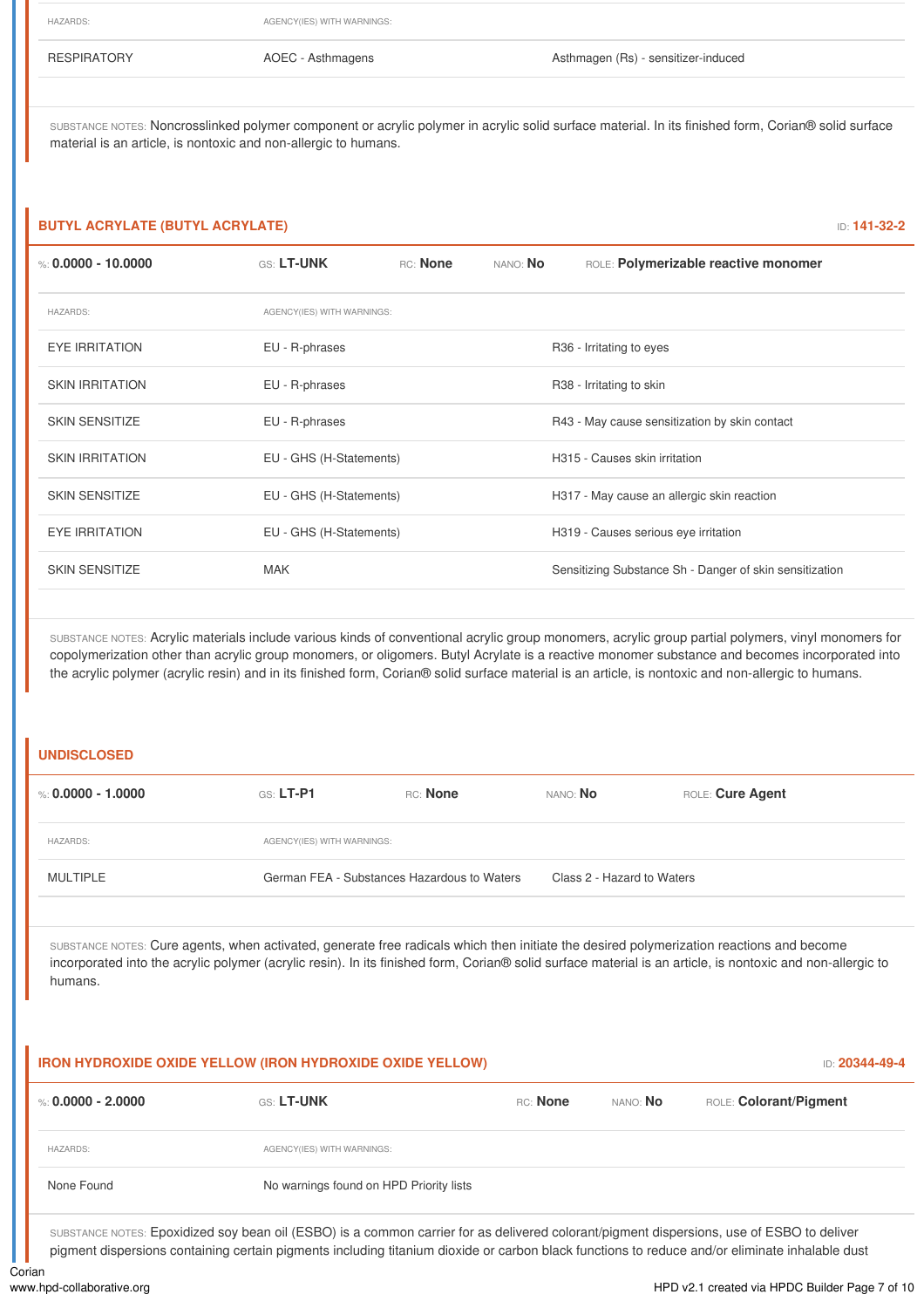| HAZARDS: | AGENCY(IES) WITH WARNINGS: | |
|---|---|---|
| RESPIRATORY | AOEC - Asthmagens | Asthmagen (Rs) - sensitizer-induced |

SUBSTANCE NOTES: Noncrosslinked polymer component or acrylic polymer in acrylic solid surface material. In its finished form, Corian® solid surface material is an article, is nontoxic and non-allergic to humans.

## BUTYL ACRYLATE (BUTYL ACRYLATE)

ID: **141-32-2**

%: **0.0000 - 10.0000** GS: **LT-UNK** RC: **None** NANO: **No** ROLE: **Polymerizable reactive monomer**

| HAZARDS: | AGENCY(IES) WITH WARNINGS: | |
|---|---|---|
| EYE IRRITATION | EU - R-phrases | R36 - Irritating to eyes |
| SKIN IRRITATION | EU - R-phrases | R38 - Irritating to skin |
| SKIN SENSITIZE | EU - R-phrases | R43 - May cause sensitization by skin contact |
| SKIN IRRITATION | EU - GHS (H-Statements) | H315 - Causes skin irritation |
| SKIN SENSITIZE | EU - GHS (H-Statements) | H317 - May cause an allergic skin reaction |
| EYE IRRITATION | EU - GHS (H-Statements) | H319 - Causes serious eye irritation |
| SKIN SENSITIZE | MAK | Sensitizing Substance Sh - Danger of skin sensitization |

SUBSTANCE NOTES: Acrylic materials include various kinds of conventional acrylic group monomers, acrylic group partial polymers, vinyl monomers for copolymerization other than acrylic group monomers, or oligomers. Butyl Acrylate is a reactive monomer substance and becomes incorporated into the acrylic polymer (acrylic resin) and in its finished form, Corian® solid surface material is an article, is nontoxic and non-allergic to humans.

## UNDISCLOSED

%: **0.0000 - 1.0000** GS: **LT-P1** RC: **None** NANO: **No** ROLE: **Cure Agent**

| HAZARDS: | AGENCY(IES) WITH WARNINGS: | |
|---|---|---|
| MULTIPLE | German FEA - Substances Hazardous to Waters | Class 2 - Hazard to Waters |

SUBSTANCE NOTES: Cure agents, when activated, generate free radicals which then initiate the desired polymerization reactions and become incorporated into the acrylic polymer (acrylic resin). In its finished form, Corian® solid surface material is an article, is nontoxic and non-allergic to humans.

## IRON HYDROXIDE OXIDE YELLOW (IRON HYDROXIDE OXIDE YELLOW)

ID: **20344-49-4**

%: **0.0000 - 2.0000** GS: **LT-UNK** RC: **None** NANO: **No** ROLE: **Colorant/Pigment**

| HAZARDS: | AGENCY(IES) WITH WARNINGS: |
|---|---|
| None Found | No warnings found on HPD Priority lists |

SUBSTANCE NOTES: Epoxidized soy bean oil (ESBO) is a common carrier for as delivered colorant/pigment dispersions, use of ESBO to deliver pigment dispersions containing certain pigments including titanium dioxide or carbon black functions to reduce and/or eliminate inhalable dust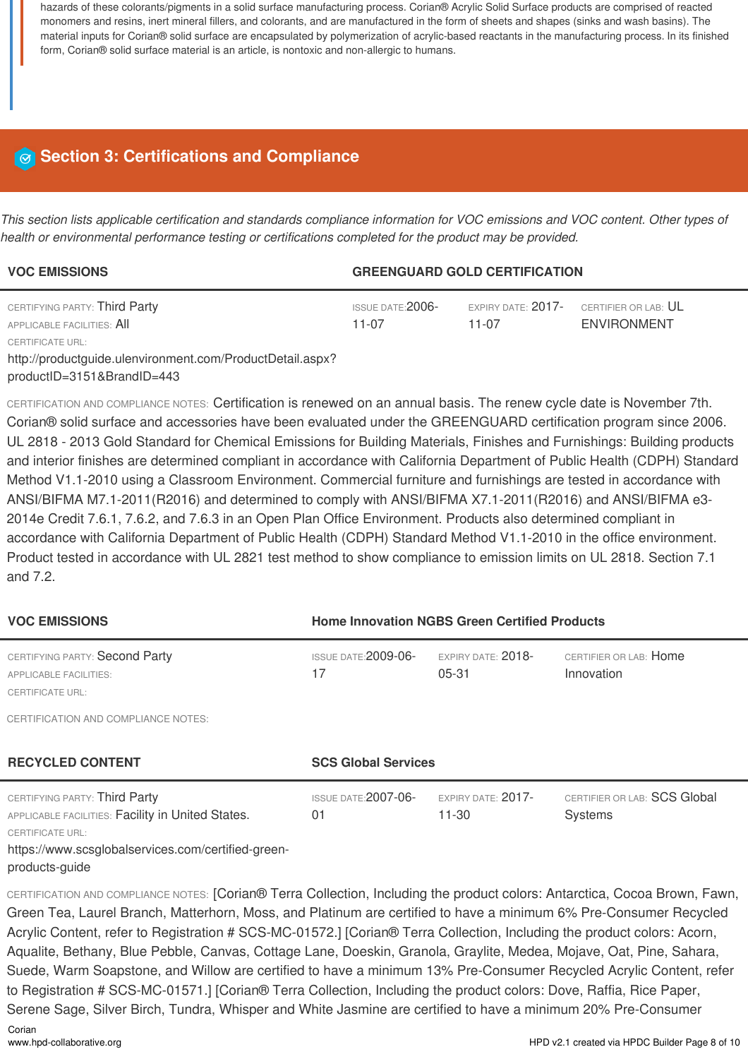hazards of these colorants/pigments in a solid surface manufacturing process. Corian® Acrylic Solid Surface products are comprised of reacted monomers and resins, inert mineral fillers, and colorants, and are manufactured in the form of sheets and shapes (sinks and wash basins). The material inputs for Corian® solid surface are encapsulated by polymerization of acrylic-based reactants in the manufacturing process. In its finished form, Corian® solid surface material is an article, is nontoxic and non-allergic to humans.

## Section 3: Certifications and Compliance

*This section lists applicable certification and standards compliance information for VOC emissions and VOC content. Other types of health or environmental performance testing or certifications completed for the product may be provided.*

### VOC EMISSIONS — GREENGUARD GOLD CERTIFICATION

CERTIFYING PARTY: Third Party
APPLICABLE FACILITIES: All
CERTIFICATE URL:
http://productguide.ulenvironment.com/ProductDetail.aspx?productID=3151&BrandID=443

ISSUE DATE: 2006-11-07
EXPIRY DATE: 2017-11-07
CERTIFIER OR LAB: UL ENVIRONMENT

CERTIFICATION AND COMPLIANCE NOTES: Certification is renewed on an annual basis. The renew cycle date is November 7th. Corian® solid surface and accessories have been evaluated under the GREENGUARD certification program since 2006. UL 2818 - 2013 Gold Standard for Chemical Emissions for Building Materials, Finishes and Furnishings: Building products and interior finishes are determined compliant in accordance with California Department of Public Health (CDPH) Standard Method V1.1-2010 using a Classroom Environment. Commercial furniture and furnishings are tested in accordance with ANSI/BIFMA M7.1-2011(R2016) and determined to comply with ANSI/BIFMA X7.1-2011(R2016) and ANSI/BIFMA e3-2014e Credit 7.6.1, 7.6.2, and 7.6.3 in an Open Plan Office Environment. Products also determined compliant in accordance with California Department of Public Health (CDPH) Standard Method V1.1-2010 in the office environment. Product tested in accordance with UL 2821 test method to show compliance to emission limits on UL 2818. Section 7.1 and 7.2.

### VOC EMISSIONS — Home Innovation NGBS Green Certified Products

CERTIFYING PARTY: Second Party
APPLICABLE FACILITIES:
CERTIFICATE URL:

ISSUE DATE: 2009-06-17
EXPIRY DATE: 2018-05-31
CERTIFIER OR LAB: Home Innovation

CERTIFICATION AND COMPLIANCE NOTES:

### RECYCLED CONTENT — SCS Global Services

CERTIFYING PARTY: Third Party
APPLICABLE FACILITIES: Facility in United States.
CERTIFICATE URL:
https://www.scsglobalservices.com/certified-green-products-guide

ISSUE DATE: 2007-06-01
EXPIRY DATE: 2017-11-30
CERTIFIER OR LAB: SCS Global Systems

CERTIFICATION AND COMPLIANCE NOTES: [Corian® Terra Collection, Including the product colors: Antarctica, Cocoa Brown, Fawn, Green Tea, Laurel Branch, Matterhorn, Moss, and Platinum are certified to have a minimum 6% Pre-Consumer Recycled Acrylic Content, refer to Registration # SCS-MC-01572.] [Corian® Terra Collection, Including the product colors: Acorn, Aqualite, Bethany, Blue Pebble, Canvas, Cottage Lane, Doeskin, Granola, Graylite, Medea, Mojave, Oat, Pine, Sahara, Suede, Warm Soapstone, and Willow are certified to have a minimum 13% Pre-Consumer Recycled Acrylic Content, refer to Registration # SCS-MC-01571.] [Corian® Terra Collection, Including the product colors: Dove, Raffia, Rice Paper, Serene Sage, Silver Birch, Tundra, Whisper and White Jasmine are certified to have a minimum 20% Pre-Consumer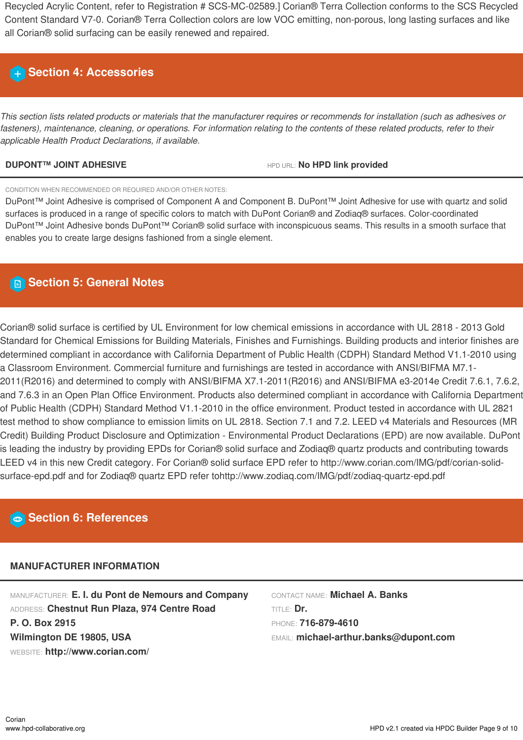Recycled Acrylic Content, refer to Registration # SCS-MC-02589.] Corian® Terra Collection conforms to the SCS Recycled Content Standard V7-0. Corian® Terra Collection colors are low VOC emitting, non-porous, long lasting surfaces and like all Corian® solid surfacing can be easily renewed and repaired.

## Section 4: Accessories

*This section lists related products or materials that the manufacturer requires or recommends for installation (such as adhesives or fasteners), maintenance, cleaning, or operations. For information relating to the contents of these related products, refer to their applicable Health Product Declarations, if available.*

**DUPONT™ JOINT ADHESIVE** HPD URL: **No HPD link provided**

CONDITION WHEN RECOMMENDED OR REQUIRED AND/OR OTHER NOTES:

DuPont™ Joint Adhesive is comprised of Component A and Component B. DuPont™ Joint Adhesive for use with quartz and solid surfaces is produced in a range of specific colors to match with DuPont Corian® and Zodiaq® surfaces. Color-coordinated DuPont™ Joint Adhesive bonds DuPont™ Corian® solid surface with inconspicuous seams. This results in a smooth surface that enables you to create large designs fashioned from a single element.

## Section 5: General Notes

Corian® solid surface is certified by UL Environment for low chemical emissions in accordance with UL 2818 - 2013 Gold Standard for Chemical Emissions for Building Materials, Finishes and Furnishings. Building products and interior finishes are determined compliant in accordance with California Department of Public Health (CDPH) Standard Method V1.1-2010 using a Classroom Environment. Commercial furniture and furnishings are tested in accordance with ANSI/BIFMA M7.1-2011(R2016) and determined to comply with ANSI/BIFMA X7.1-2011(R2016) and ANSI/BIFMA e3-2014e Credit 7.6.1, 7.6.2, and 7.6.3 in an Open Plan Office Environment. Products also determined compliant in accordance with California Department of Public Health (CDPH) Standard Method V1.1-2010 in the office environment. Product tested in accordance with UL 2821 test method to show compliance to emission limits on UL 2818. Section 7.1 and 7.2. LEED v4 Materials and Resources (MR Credit) Building Product Disclosure and Optimization - Environmental Product Declarations (EPD) are now available. DuPont is leading the industry by providing EPDs for Corian® solid surface and Zodiaq® quartz products and contributing towards LEED v4 in this new Credit category. For Corian® solid surface EPD refer to http://www.corian.com/IMG/pdf/corian-solid-surface-epd.pdf and for Zodiaq® quartz EPD refer tohttp://www.zodiaq.com/IMG/pdf/zodiaq-quartz-epd.pdf

## Section 6: References

### MANUFACTURER INFORMATION

MANUFACTURER: **E. I. du Pont de Nemours and Company**
ADDRESS: **Chestnut Run Plaza, 974 Centre Road**
**P. O. Box 2915**
**Wilmington DE 19805, USA**
WEBSITE: **http://www.corian.com/**

CONTACT NAME: **Michael A. Banks**
TITLE: **Dr.**
PHONE: **716-879-4610**
EMAIL: **michael-arthur.banks@dupont.com**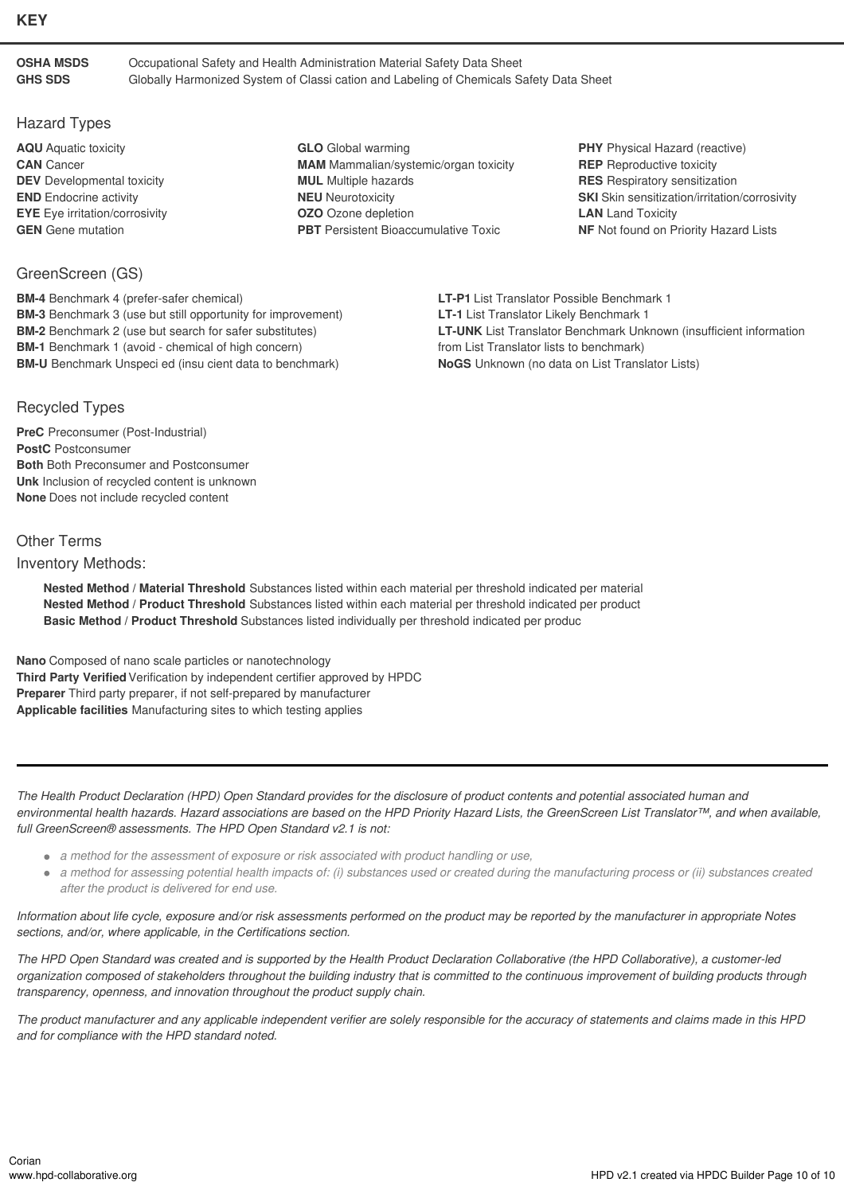# KEY

**OSHA MSDS** Occupational Safety and Health Administration Material Safety Data Sheet
**GHS SDS** Globally Harmonized System of Classi cation and Labeling of Chemicals Safety Data Sheet

## Hazard Types

**AQU** Aquatic toxicity
**CAN** Cancer
**DEV** Developmental toxicity
**END** Endocrine activity
**EYE** Eye irritation/corrosivity
**GEN** Gene mutation
**GLO** Global warming
**MAM** Mammalian/systemic/organ toxicity
**MUL** Multiple hazards
**NEU** Neurotoxicity
**OZO** Ozone depletion
**PBT** Persistent Bioaccumulative Toxic
**PHY** Physical Hazard (reactive)
**REP** Reproductive toxicity
**RES** Respiratory sensitization
**SKI** Skin sensitization/irritation/corrosivity
**LAN** Land Toxicity
**NF** Not found on Priority Hazard Lists

## GreenScreen (GS)

**BM-4** Benchmark 4 (prefer-safer chemical)
**BM-3** Benchmark 3 (use but still opportunity for improvement)
**BM-2** Benchmark 2 (use but search for safer substitutes)
**BM-1** Benchmark 1 (avoid - chemical of high concern)
**BM-U** Benchmark Unspeci ed (insu cient data to benchmark)
**LT-P1** List Translator Possible Benchmark 1
**LT-1** List Translator Likely Benchmark 1
**LT-UNK** List Translator Benchmark Unknown (insufficient information from List Translator lists to benchmark)
**NoGS** Unknown (no data on List Translator Lists)

## Recycled Types

**PreC** Preconsumer (Post-Industrial)
**PostC** Postconsumer
**Both** Both Preconsumer and Postconsumer
**Unk** Inclusion of recycled content is unknown
**None** Does not include recycled content

## Other Terms

### Inventory Methods:

**Nested Method** / **Material Threshold** Substances listed within each material per threshold indicated per material
**Nested Method** / **Product Threshold** Substances listed within each material per threshold indicated per product
**Basic Method** / **Product Threshold** Substances listed individually per threshold indicated per produc

**Nano** Composed of nano scale particles or nanotechnology
**Third Party Verified** Verification by independent certifier approved by HPDC
**Preparer** Third party preparer, if not self-prepared by manufacturer
**Applicable facilities** Manufacturing sites to which testing applies

---

*The Health Product Declaration (HPD) Open Standard provides for the disclosure of product contents and potential associated human and environmental health hazards. Hazard associations are based on the HPD Priority Hazard Lists, the GreenScreen List Translator™, and when available, full GreenScreen® assessments. The HPD Open Standard v2.1 is not:*

- *a method for the assessment of exposure or risk associated with product handling or use,*
- *a method for assessing potential health impacts of: (i) substances used or created during the manufacturing process or (ii) substances created after the product is delivered for end use.*

*Information about life cycle, exposure and/or risk assessments performed on the product may be reported by the manufacturer in appropriate Notes sections, and/or, where applicable, in the Certifications section.*

*The HPD Open Standard was created and is supported by the Health Product Declaration Collaborative (the HPD Collaborative), a customer-led organization composed of stakeholders throughout the building industry that is committed to the continuous improvement of building products through transparency, openness, and innovation throughout the product supply chain.*

*The product manufacturer and any applicable independent verifier are solely responsible for the accuracy of statements and claims made in this HPD and for compliance with the HPD standard noted.*